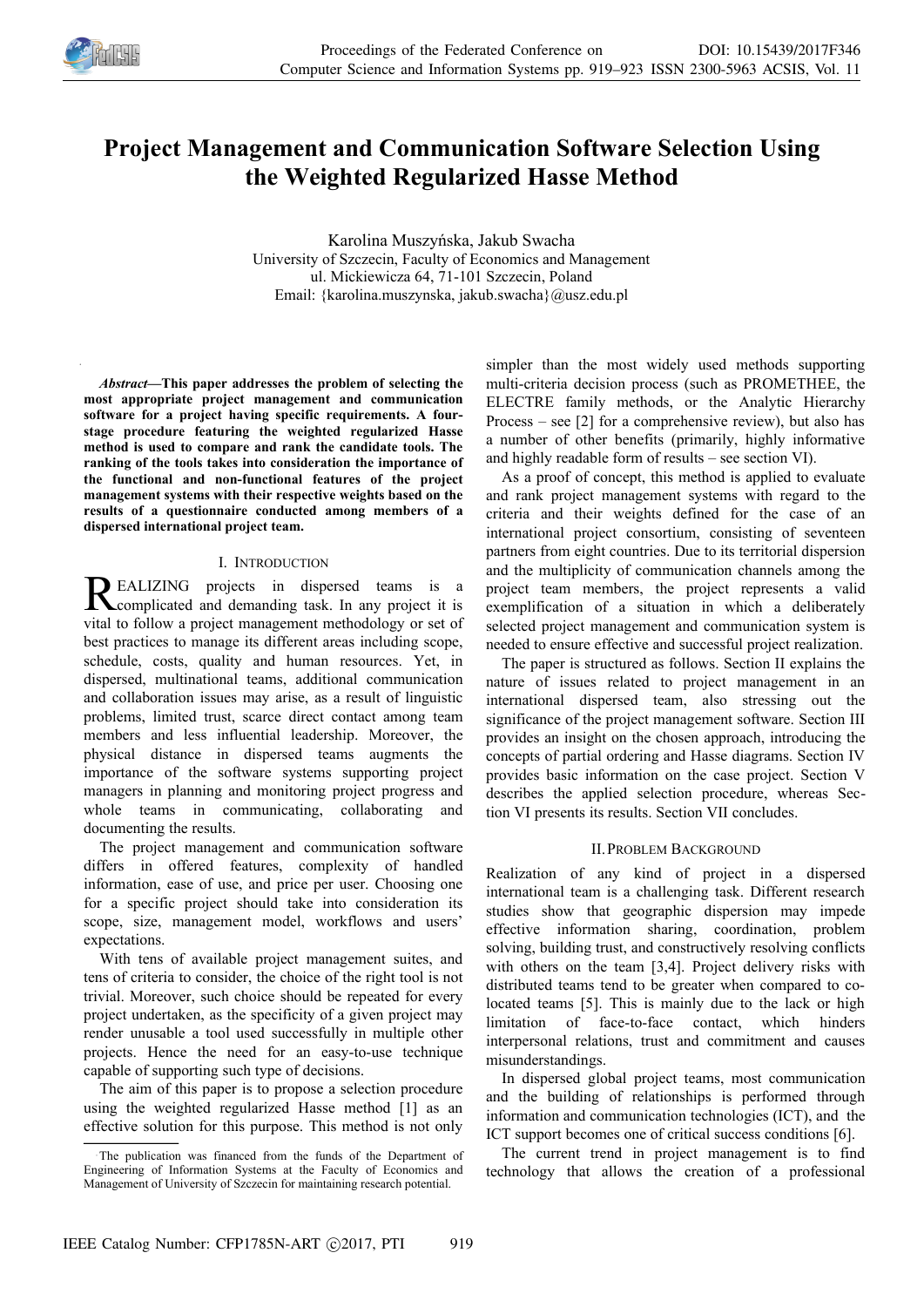# Project Management and Communication Software Selection Using the Weighted Regularized Hasse Method

Karolina Muszyńska, Jakub Swacha
University of Szczecin, Faculty of Economics and Management
ul. Mickiewicza 64, 71-101 Szczecin, Poland
Email: {karolina.muszynska, jakub.swacha}@usz.edu.pl

***Abstract*—This paper addresses the problem of selecting the most appropriate project management and communication software for a project having specific requirements. A four-stage procedure featuring the weighted regularized Hasse method is used to compare and rank the candidate tools. The ranking of the tools takes into consideration the importance of the functional and non-functional features of the project management systems with their respective weights based on the results of a questionnaire conducted among members of a dispersed international project team.**

## I. Introduction

REALIZING projects in dispersed teams is a complicated and demanding task. In any project it is vital to follow a project management methodology or set of best practices to manage its different areas including scope, schedule, costs, quality and human resources. Yet, in dispersed, multinational teams, additional communication and collaboration issues may arise, as a result of linguistic problems, limited trust, scarce direct contact among team members and less influential leadership. Moreover, the physical distance in dispersed teams augments the importance of the software systems supporting project managers in planning and monitoring project progress and whole teams in communicating, collaborating and documenting the results.

The project management and communication software differs in offered features, complexity of handled information, ease of use, and price per user. Choosing one for a specific project should take into consideration its scope, size, management model, workflows and users' expectations.

With tens of available project management suites, and tens of criteria to consider, the choice of the right tool is not trivial. Moreover, such choice should be repeated for every project undertaken, as the specificity of a given project may render unusable a tool used successfully in multiple other projects. Hence the need for an easy-to-use technique capable of supporting such type of decisions.

The aim of this paper is to propose a selection procedure using the weighted regularized Hasse method [1] as an effective solution for this purpose. This method is not only simpler than the most widely used methods supporting multi-criteria decision process (such as PROMETHEE, the ELECTRE family methods, or the Analytic Hierarchy Process – see [2] for a comprehensive review), but also has a number of other benefits (primarily, highly informative and highly readable form of results – see section VI).

As a proof of concept, this method is applied to evaluate and rank project management systems with regard to the criteria and their weights defined for the case of an international project consortium, consisting of seventeen partners from eight countries. Due to its territorial dispersion and the multiplicity of communication channels among the project team members, the project represents a valid exemplification of a situation in which a deliberately selected project management and communication system is needed to ensure effective and successful project realization.

The paper is structured as follows. Section II explains the nature of issues related to project management in an international dispersed team, also stressing out the significance of the project management software. Section III provides an insight on the chosen approach, introducing the concepts of partial ordering and Hasse diagrams. Section IV provides basic information on the case project. Section V describes the applied selection procedure, whereas Section VI presents its results. Section VII concludes.

## II. Problem Background

Realization of any kind of project in a dispersed international team is a challenging task. Different research studies show that geographic dispersion may impede effective information sharing, coordination, problem solving, building trust, and constructively resolving conflicts with others on the team [3,4]. Project delivery risks with distributed teams tend to be greater when compared to co-located teams [5]. This is mainly due to the lack or high limitation of face-to-face contact, which hinders interpersonal relations, trust and commitment and causes misunderstandings.

In dispersed global project teams, most communication and the building of relationships is performed through information and communication technologies (ICT), and the ICT support becomes one of critical success conditions [6].

The current trend in project management is to find technology that allows the creation of a professional

The publication was financed from the funds of the Department of Engineering of Information Systems at the Faculty of Economics and Management of University of Szczecin for maintaining research potential.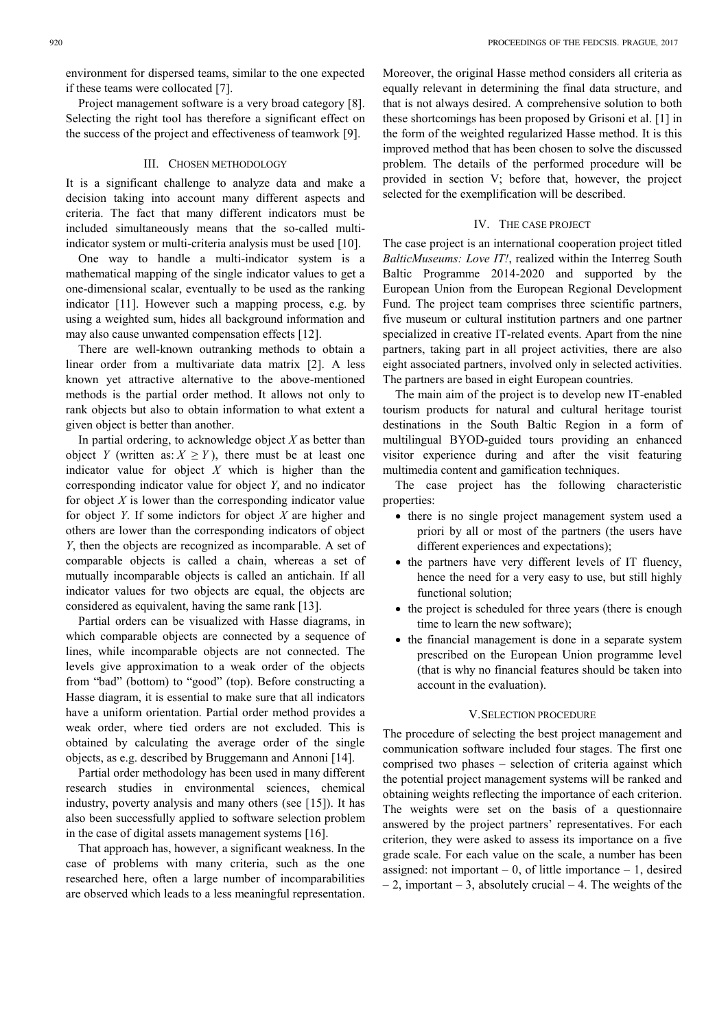environment for dispersed teams, similar to the one expected if these teams were collocated [7].

Project management software is a very broad category [8]. Selecting the right tool has therefore a significant effect on the success of the project and effectiveness of teamwork [9].

## III. Chosen Methodology

It is a significant challenge to analyze data and make a decision taking into account many different aspects and criteria. The fact that many different indicators must be included simultaneously means that the so-called multi-indicator system or multi-criteria analysis must be used [10].

One way to handle a multi-indicator system is a mathematical mapping of the single indicator values to get a one-dimensional scalar, eventually to be used as the ranking indicator [11]. However such a mapping process, e.g. by using a weighted sum, hides all background information and may also cause unwanted compensation effects [12].

There are well-known outranking methods to obtain a linear order from a multivariate data matrix [2]. A less known yet attractive alternative to the above-mentioned methods is the partial order method. It allows not only to rank objects but also to obtain information to what extent a given object is better than another.

In partial ordering, to acknowledge object $X$ as better than object $Y$ (written as: $X \geq Y$), there must be at least one indicator value for object $X$ which is higher than the corresponding indicator value for object $Y$, and no indicator for object $X$ is lower than the corresponding indicator value for object $Y$. If some indictors for object $X$ are higher and others are lower than the corresponding indicators of object $Y$, then the objects are recognized as incomparable. A set of comparable objects is called a chain, whereas a set of mutually incomparable objects is called an antichain. If all indicator values for two objects are equal, the objects are considered as equivalent, having the same rank [13].

Partial orders can be visualized with Hasse diagrams, in which comparable objects are connected by a sequence of lines, while incomparable objects are not connected. The levels give approximation to a weak order of the objects from "bad" (bottom) to "good" (top). Before constructing a Hasse diagram, it is essential to make sure that all indicators have a uniform orientation. Partial order method provides a weak order, where tied orders are not excluded. This is obtained by calculating the average order of the single objects, as e.g. described by Bruggemann and Annoni [14].

Partial order methodology has been used in many different research studies in environmental sciences, chemical industry, poverty analysis and many others (see [15]). It has also been successfully applied to software selection problem in the case of digital assets management systems [16].

That approach has, however, a significant weakness. In the case of problems with many criteria, such as the one researched here, often a large number of incomparabilities are observed which leads to a less meaningful representation. Moreover, the original Hasse method considers all criteria as equally relevant in determining the final data structure, and that is not always desired. A comprehensive solution to both these shortcomings has been proposed by Grisoni et al. [1] in the form of the weighted regularized Hasse method. It is this improved method that has been chosen to solve the discussed problem. The details of the performed procedure will be provided in section V; before that, however, the project selected for the exemplification will be described.

## IV. The Case Project

The case project is an international cooperation project titled *BalticMuseums: Love IT!*, realized within the Interreg South Baltic Programme 2014-2020 and supported by the European Union from the European Regional Development Fund. The project team comprises three scientific partners, five museum or cultural institution partners and one partner specialized in creative IT-related events. Apart from the nine partners, taking part in all project activities, there are also eight associated partners, involved only in selected activities. The partners are based in eight European countries.

The main aim of the project is to develop new IT-enabled tourism products for natural and cultural heritage tourist destinations in the South Baltic Region in a form of multilingual BYOD-guided tours providing an enhanced visitor experience during and after the visit featuring multimedia content and gamification techniques.

The case project has the following characteristic properties:

- there is no single project management system used a priori by all or most of the partners (the users have different experiences and expectations);
- the partners have very different levels of IT fluency, hence the need for a very easy to use, but still highly functional solution;
- the project is scheduled for three years (there is enough time to learn the new software);
- the financial management is done in a separate system prescribed on the European Union programme level (that is why no financial features should be taken into account in the evaluation).

## V. Selection Procedure

The procedure of selecting the best project management and communication software included four stages. The first one comprised two phases – selection of criteria against which the potential project management systems will be ranked and obtaining weights reflecting the importance of each criterion. The weights were set on the basis of a questionnaire answered by the project partners' representatives. For each criterion, they were asked to assess its importance on a five grade scale. For each value on the scale, a number has been assigned: not important – 0, of little importance – 1, desired – 2, important – 3, absolutely crucial – 4. The weights of the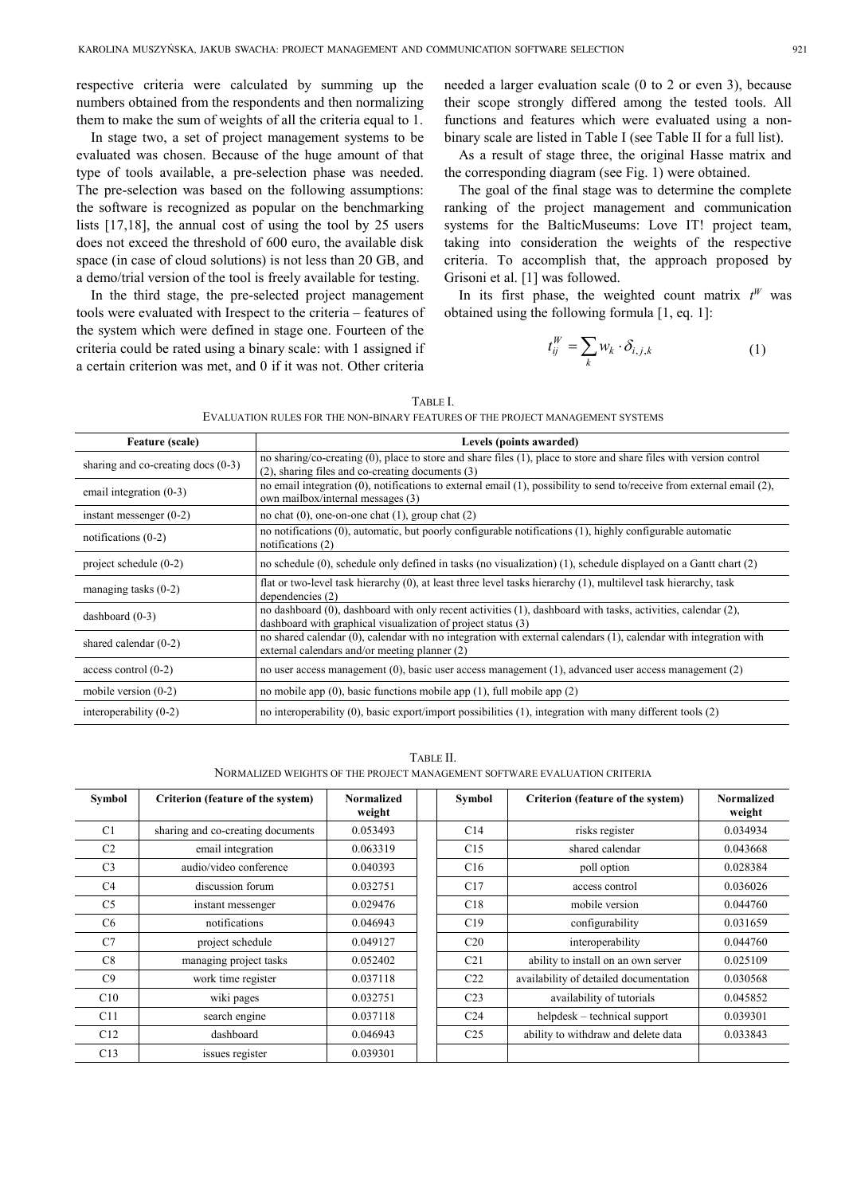respective criteria were calculated by summing up the numbers obtained from the respondents and then normalizing them to make the sum of weights of all the criteria equal to 1.

In stage two, a set of project management systems to be evaluated was chosen. Because of the huge amount of that type of tools available, a pre-selection phase was needed. The pre-selection was based on the following assumptions: the software is recognized as popular on the benchmarking lists [17,18], the annual cost of using the tool by 25 users does not exceed the threshold of 600 euro, the available disk space (in case of cloud solutions) is not less than 20 GB, and a demo/trial version of the tool is freely available for testing.

In the third stage, the pre-selected project management tools were evaluated with Irespect to the criteria – features of the system which were defined in stage one. Fourteen of the criteria could be rated using a binary scale: with 1 assigned if a certain criterion was met, and 0 if it was not. Other criteria needed a larger evaluation scale (0 to 2 or even 3), because their scope strongly differed among the tested tools. All functions and features which were evaluated using a non-binary scale are listed in Table I (see Table II for a full list).

As a result of stage three, the original Hasse matrix and the corresponding diagram (see Fig. 1) were obtained.

The goal of the final stage was to determine the complete ranking of the project management and communication systems for the BalticMuseums: Love IT! project team, taking into consideration the weights of the respective criteria. To accomplish that, the approach proposed by Grisoni et al. [1] was followed.

In its first phase, the weighted count matrix $t^W$ was obtained using the following formula [1, eq. 1]:

$$t_{ij}^{W} = \sum_{k} w_k \cdot \delta_{i,j,k} \tag{1}$$

TABLE I.
EVALUATION RULES FOR THE NON-BINARY FEATURES OF THE PROJECT MANAGEMENT SYSTEMS

| Feature (scale) | Levels (points awarded) |
|---|---|
| sharing and co-creating docs (0-3) | no sharing/co-creating (0), place to store and share files (1), place to store and share files with version control (2), sharing files and co-creating documents (3) |
| email integration (0-3) | no email integration (0), notifications to external email (1), possibility to send to/receive from external email (2), own mailbox/internal messages (3) |
| instant messenger (0-2) | no chat (0), one-on-one chat (1), group chat (2) |
| notifications (0-2) | no notifications (0), automatic, but poorly configurable notifications (1), highly configurable automatic notifications (2) |
| project schedule (0-2) | no schedule (0), schedule only defined in tasks (no visualization) (1), schedule displayed on a Gantt chart (2) |
| managing tasks (0-2) | flat or two-level task hierarchy (0), at least three level tasks hierarchy (1), multilevel task hierarchy, task dependencies (2) |
| dashboard (0-3) | no dashboard (0), dashboard with only recent activities (1), dashboard with tasks, activities, calendar (2), dashboard with graphical visualization of project status (3) |
| shared calendar (0-2) | no shared calendar (0), calendar with no integration with external calendars (1), calendar with integration with external calendars and/or meeting planner (2) |
| access control (0-2) | no user access management (0), basic user access management (1), advanced user access management (2) |
| mobile version (0-2) | no mobile app (0), basic functions mobile app (1), full mobile app (2) |
| interoperability (0-2) | no interoperability (0), basic export/import possibilities (1), integration with many different tools (2) |

TABLE II.
NORMALIZED WEIGHTS OF THE PROJECT MANAGEMENT SOFTWARE EVALUATION CRITERIA

| Symbol | Criterion (feature of the system) | Normalized weight | Symbol | Criterion (feature of the system) | Normalized weight |
|---|---|---|---|---|---|
| C1 | sharing and co-creating documents | 0.053493 | C14 | risks register | 0.034934 |
| C2 | email integration | 0.063319 | C15 | shared calendar | 0.043668 |
| C3 | audio/video conference | 0.040393 | C16 | poll option | 0.028384 |
| C4 | discussion forum | 0.032751 | C17 | access control | 0.036026 |
| C5 | instant messenger | 0.029476 | C18 | mobile version | 0.044760 |
| C6 | notifications | 0.046943 | C19 | configurability | 0.031659 |
| C7 | project schedule | 0.049127 | C20 | interoperability | 0.044760 |
| C8 | managing project tasks | 0.052402 | C21 | ability to install on an own server | 0.025109 |
| C9 | work time register | 0.037118 | C22 | availability of detailed documentation | 0.030568 |
| C10 | wiki pages | 0.032751 | C23 | availability of tutorials | 0.045852 |
| C11 | search engine | 0.037118 | C24 | helpdesk – technical support | 0.039301 |
| C12 | dashboard | 0.046943 | C25 | ability to withdraw and delete data | 0.033843 |
| C13 | issues register | 0.039301 | | | |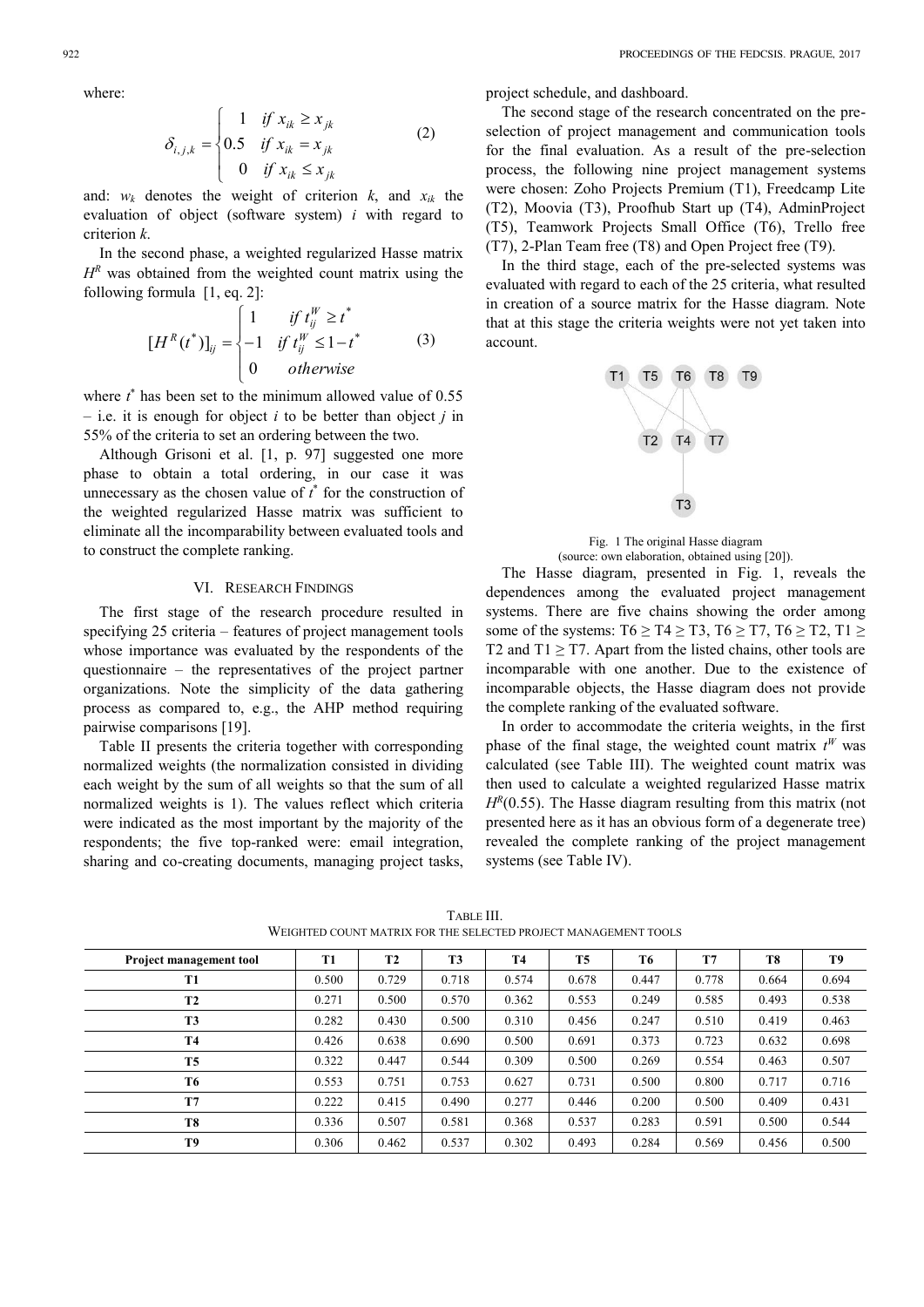where:

$$
\delta_{i,j,k} = \begin{cases} 1 & if\ x_{ik} \geq x_{jk} \\ 0.5 & if\ x_{ik} = x_{jk} \\ 0 & if\ x_{ik} \leq x_{jk} \end{cases} \tag{2}
$$

and: $w_k$ denotes the weight of criterion $k$, and $x_{ik}$ the evaluation of object (software system) $i$ with regard to criterion $k$.

In the second phase, a weighted regularized Hasse matrix $H^R$ was obtained from the weighted count matrix using the following formula [1, eq. 2]:

$$
[H^R(t^*)]_{ij} = \begin{cases} 1 & if\ t_{ij}^W \geq t^* \\ -1 & if\ t_{ij}^W \leq 1-t^* \\ 0 & otherwise \end{cases} \tag{3}
$$

where $t^*$ has been set to the minimum allowed value of 0.55 – i.e. it is enough for object $i$ to be better than object $j$ in 55% of the criteria to set an ordering between the two.

Although Grisoni et al. [1, p. 97] suggested one more phase to obtain a total ordering, in our case it was unnecessary as the chosen value of $t^*$ for the construction of the weighted regularized Hasse matrix was sufficient to eliminate all the incomparability between evaluated tools and to construct the complete ranking.

## VI. Research Findings

The first stage of the research procedure resulted in specifying 25 criteria – features of project management tools whose importance was evaluated by the respondents of the questionnaire – the representatives of the project partner organizations. Note the simplicity of the data gathering process as compared to, e.g., the AHP method requiring pairwise comparisons [19].

Table II presents the criteria together with corresponding normalized weights (the normalization consisted in dividing each weight by the sum of all weights so that the sum of all normalized weights is 1). The values reflect which criteria were indicated as the most important by the majority of the respondents; the five top-ranked were: email integration, sharing and co-creating documents, managing project tasks, project schedule, and dashboard.

The second stage of the research concentrated on the pre-selection of project management and communication tools for the final evaluation. As a result of the pre-selection process, the following nine project management systems were chosen: Zoho Projects Premium (T1), Freedcamp Lite (T2), Moovia (T3), Proofhub Start up (T4), AdminProject (T5), Teamwork Projects Small Office (T6), Trello free (T7), 2-Plan Team free (T8) and Open Project free (T9).

In the third stage, each of the pre-selected systems was evaluated with regard to each of the 25 criteria, what resulted in creation of a source matrix for the Hasse diagram. Note that at this stage the criteria weights were not yet taken into account.

Fig. 1 The original Hasse diagram
(source: own elaboration, obtained using [20]).

The Hasse diagram, presented in Fig. 1, reveals the dependences among the evaluated project management systems. There are five chains showing the order among some of the systems: T6 ≥ T4 ≥ T3, T6 ≥ T7, T6 ≥ T2, T1 ≥ T2 and T1 ≥ T7. Apart from the listed chains, other tools are incomparable with one another. Due to the existence of incomparable objects, the Hasse diagram does not provide the complete ranking of the evaluated software.

In order to accommodate the criteria weights, in the first phase of the final stage, the weighted count matrix $t^W$ was calculated (see Table III). The weighted count matrix was then used to calculate a weighted regularized Hasse matrix $H^R(0.55)$. The Hasse diagram resulting from this matrix (not presented here as it has an obvious form of a degenerate tree) revealed the complete ranking of the project management systems (see Table IV).

TABLE III.
WEIGHTED COUNT MATRIX FOR THE SELECTED PROJECT MANAGEMENT TOOLS

| Project management tool | T1 | T2 | T3 | T4 | T5 | T6 | T7 | T8 | T9 |
|---|---|---|---|---|---|---|---|---|---|
| T1 | 0.500 | 0.729 | 0.718 | 0.574 | 0.678 | 0.447 | 0.778 | 0.664 | 0.694 |
| T2 | 0.271 | 0.500 | 0.570 | 0.362 | 0.553 | 0.249 | 0.585 | 0.493 | 0.538 |
| T3 | 0.282 | 0.430 | 0.500 | 0.310 | 0.456 | 0.247 | 0.510 | 0.419 | 0.463 |
| T4 | 0.426 | 0.638 | 0.690 | 0.500 | 0.691 | 0.373 | 0.723 | 0.632 | 0.698 |
| T5 | 0.322 | 0.447 | 0.544 | 0.309 | 0.500 | 0.269 | 0.554 | 0.463 | 0.507 |
| T6 | 0.553 | 0.751 | 0.753 | 0.627 | 0.731 | 0.500 | 0.800 | 0.717 | 0.716 |
| T7 | 0.222 | 0.415 | 0.490 | 0.277 | 0.446 | 0.200 | 0.500 | 0.409 | 0.431 |
| T8 | 0.336 | 0.507 | 0.581 | 0.368 | 0.537 | 0.283 | 0.591 | 0.500 | 0.544 |
| T9 | 0.306 | 0.462 | 0.537 | 0.302 | 0.493 | 0.284 | 0.569 | 0.456 | 0.500 |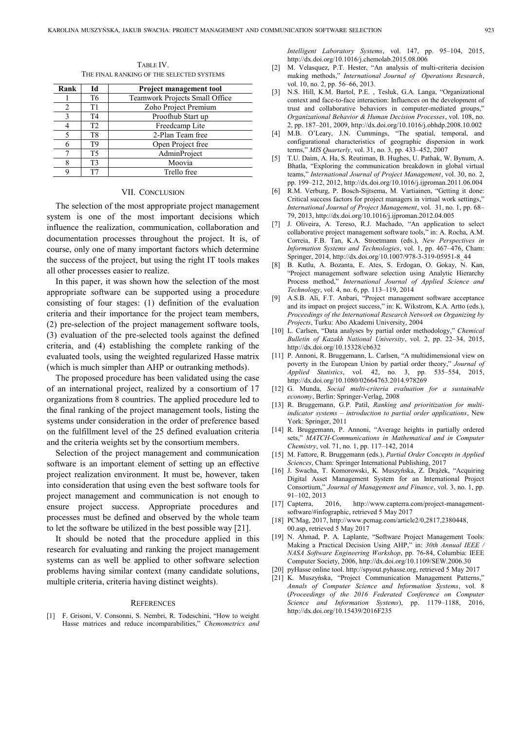TABLE IV.
THE FINAL RANKING OF THE SELECTED SYSTEMS

| Rank | Id | Project management tool |
|---|---|---|
| 1 | T6 | Teamwork Projects Small Office |
| 2 | T1 | Zoho Project Premium |
| 3 | T4 | Proofhub Start up |
| 4 | T2 | Freedcamp Lite |
| 5 | T8 | 2-Plan Team free |
| 6 | T9 | Open Project free |
| 7 | T5 | AdminProject |
| 8 | T3 | Moovia |
| 9 | T7 | Trello free |

## VII. CONCLUSION

The selection of the most appropriate project management system is one of the most important decisions which influence the realization, communication, collaboration and documentation processes throughout the project. It is, of course, only one of many important factors which determine the success of the project, but using the right IT tools makes all other processes easier to realize.

In this paper, it was shown how the selection of the most appropriate software can be supported using a procedure consisting of four stages: (1) definition of the evaluation criteria and their importance for the project team members, (2) pre-selection of the project management software tools, (3) evaluation of the pre-selected tools against the defined criteria, and (4) establishing the complete ranking of the evaluated tools, using the weighted regularized Hasse matrix (which is much simpler than AHP or outranking methods).

The proposed procedure has been validated using the case of an international project, realized by a consortium of 17 organizations from 8 countries. The applied procedure led to the final ranking of the project management tools, listing the systems under consideration in the order of preference based on the fulfillment level of the 25 defined evaluation criteria and the criteria weights set by the consortium members.

Selection of the project management and communication software is an important element of setting up an effective project realization environment. It must be, however, taken into consideration that using even the best software tools for project management and communication is not enough to ensure project success. Appropriate procedures and processes must be defined and observed by the whole team to let the software be utilized in the best possible way [21].

It should be noted that the procedure applied in this research for evaluating and ranking the project management systems can as well be applied to other software selection problems having similar context (many candidate solutions, multiple criteria, criteria having distinct weights).

## REFERENCES

[1] F. Grisoni, V. Consonni, S. Nembri, R. Todeschini, "How to weight Hasse matrices and reduce incomparabilities," *Chemometrics and Intelligent Laboratory Systems*, vol. 147, pp. 95–104, 2015, http://dx.doi.org/10.1016/j.chemolab.2015.08.006

[2] M. Velasquez, P.T. Hester, "An analysis of multi-criteria decision making methods," *International Journal of Operations Research*, vol. 10, no. 2, pp. 56–66, 2013.

[3] N.S. Hill, K.M. Bartol, P.E. , Tesluk, G.A. Langa, "Organizational context and face-to-face interaction: Influences on the development of trust and collaborative behaviors in computer-mediated groups," *Organizational Behavior & Human Decision Processes*, vol. 108, no. 2, pp. 187–201, 2009, http://dx.doi.org/10.1016/j.obhdp.2008.10.002

[4] M.B. O'Leary, J.N. Cummings, "The spatial, temporal, and configurational characteristics of geographic dispersion in work terms," *MIS Quarterly*, vol. 31, no. 3, pp. 433–452, 2007

[5] T.U. Daim, A. Ha, S. Reutiman, B. Hughes, U. Pathak, W. Bynum, A. Bhatla, "Exploring the communication breakdown in global virtual teams," *International Journal of Project Management*, vol. 30, no. 2, pp. 199–212, 2012, http://dx.doi.org/10.1016/j.ijproman.2011.06.004

[6] R.M. Verburg, P. Bosch-Sijtsema, M. Vartiainen, "Getting it done: Critical success factors for project managers in virtual work settings," *International Journal of Project Management*, vol. 31, no. 1, pp. 68–79, 2013, http://dx.doi.org/10.1016/j.ijproman.2012.04.005

[7] J. Oliveira, A. Tereso, R.J. Machado, "An application to select collaborative project management software tools," in: A. Rocha, A.M. Correia, F.B. Tan, K.A. Stroetmann (eds.), *New Perspectives in Information Systems and Technologies*, vol. 1, pp. 467–476, Cham: Springer, 2014, http://dx.doi.org/10.1007/978-3-319-05951-8_44

[8] B. Kutlu, A. Bozanta, E. Ates, S. Erdogan, O. Gokay, N. Kan, "Project management software selection using Analytic Hierarchy Process method," *International Journal of Applied Science and Technology*, vol. 4, no. 6, pp. 113–119, 2014

[9] A.S.B. Ali, F.T. Anbari, "Project management software acceptance and its impact on project success," in: K. Wikstrom, K.A. Artto (eds.), *Proceedings of the International Research Network on Organizing by Projects*, Turku: Abo Akademi University, 2004

[10] L. Carlsen, "Data analyses by partial order methodology," *Chemical Bulletin of Kazakh National University*, vol. 2, pp. 22–34, 2015, http://dx.doi.org/10.15328/cb632

[11] P. Annoni, R. Bruggemann, L. Carlsen, "A multidimensional view on poverty in the European Union by partial order theory," *Journal of Applied Statistics*, vol. 42, no. 3, pp. 535–554, 2015, http://dx.doi.org/10.1080/02664763.2014.978269

[12] G. Munda, *Social multi-criteria evaluation for a sustainable economy*, Berlin: Springer-Verlag, 2008

[13] R. Bruggemann, G.P. Patil, *Ranking and prioritization for multi-indicator systems – introduction to partial order applications*, New York: Springer, 2011

[14] R. Bruggemann, P. Annoni, "Average heights in partially ordered sets," *MATCH-Communications in Mathematical and in Computer Chemistry*, vol. 71, no. 1, pp. 117–142, 2014

[15] M. Fattore, R. Bruggemann (eds.), *Partial Order Concepts in Applied Sciences*, Cham: Springer International Publishing, 2017

[16] J. Swacha, T. Komorowski, K. Muszyńska, Z. Drążek, "Acquiring Digital Asset Management System for an International Project Consortium," *Journal of Management and Finance*, vol. 3, no. 1, pp. 91–102, 2013

[17] Capterra, 2016, http://www.capterra.com/project-management-software/#infographic, retrieved 5 May 2017

[18] PCMag, 2017, http://www.pcmag.com/article2/0,2817,2380448,00.asp, retrieved 5 May 2017

[19] N. Ahmad, P. A. Laplante, "Software Project Management Tools: Making a Practical Decision Using AHP," in: *30th Annual IEEE / NASA Software Engineering Workshop*, pp. 76-84, Columbia: IEEE Computer Society, 2006, http://dx.doi.org/10.1109/SEW.2006.30

[20] pyHasse online tool. http://spyout.pyhasse.org, retrieved 5 May 2017

[21] K. Muszyńska, "Project Communication Management Patterns," *Annals of Computer Science and Information Systems*, vol. 8 (*Proceedings of the 2016 Federated Conference on Computer Science and Information Systems*), pp. 1179–1188, 2016, http://dx.doi.org/10.15439/2016F235